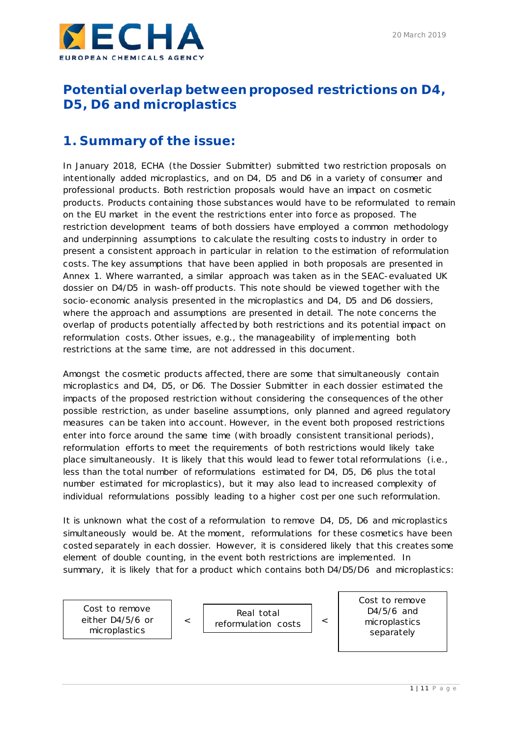20 March 2019

# Potential overlap between proposed restrictions on D4, D5, D6 and microplastics

## 1. Summary of the issue:

In January 2018, ECHA (the Dossier Submitter) submitted two restriction proposals on intentionally added microplastics, and on D4, D5 and D6 in a variety of consumer and professional products. Both restriction proposals would have an impact on cosmetic products. Products containing those substances would have to be reformulated to remain on the EU market in the event the restrictions enter into force as proposed. The restriction development teams of both dossiers have employed a common methodology and underpinning assumptions to calculate the resulting costs to industry in order to present a consistent approach in particular in relation to the estimation of reformulation costs. The key assumptions that have been applied in both proposals are presented in Annex 1. Where warranted, a similar approach was taken as in the SEAC-evaluated UK dossier on D4/D5 in wash-off products. This note should be viewed together with the socio-economic analysis presented in the microplastics and D4, D5 and D6 dossiers, where the approach and assumptions are presented in detail. The note concerns the overlap of products potentially affected by both restrictions and its potential impact on reformulation costs. Other issues, e.g., the manageability of implementing both restrictions at the same time, are not addressed in this document.

Amongst the cosmetic products affected, there are some that simultaneously contain microplastics and D4, D5, or D6. The Dossier Submitter in each dossier estimated the impacts of the proposed restriction without considering the consequences of the other possible restriction, as under baseline assumptions, only planned and agreed regulatory measures can be taken into account. However, in the event both proposed restrictions enter into force around the same time (with broadly consistent transitional periods), reformulation efforts to meet the requirements of both restrictions would likely take place simultaneously. It is likely that this would lead to fewer total reformulations (i.e., less than the total number of reformulations estimated for D4, D5, D6 plus the total number estimated for microplastics), but it may also lead to increased complexity of individual reformulations possibly leading to a higher cost per one such reformulation.

It is unknown what the cost of a reformulation to remove D4, D5, D6 and microplastics simultaneously would be. At the moment, reformulations for these cosmetics have been costed separately in each dossier. However, it is considered likely that this creates some element of double counting, in the event both restrictions are implemented. In summary, it is likely that for a product which contains both D4/D5/D6 and microplastics:

| Cost to remove either D4/5/6 or microplastics | < | Real total reformulation costs | < | Cost to remove D4/5/6 and microplastics separately |
|---|---|---|---|---|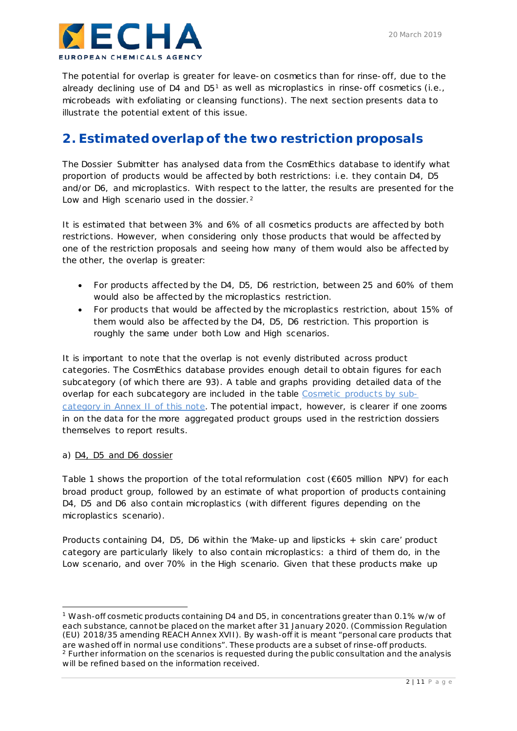The potential for overlap is greater for leave-on cosmetics than for rinse-off, due to the already declining use of D4 and D5[1] as well as microplastics in rinse-off cosmetics (i.e., microbeads with exfoliating or cleansing functions). The next section presents data to illustrate the potential extent of this issue.

## 2. Estimated overlap of the two restriction proposals

The Dossier Submitter has analysed data from the CosmEthics database to identify what proportion of products would be affected by both restrictions: i.e. they contain D4, D5 and/or D6, and microplastics. With respect to the latter, the results are presented for the Low and High scenario used in the dossier.[2]

It is estimated that between 3% and 6% of all cosmetics products are affected by both restrictions. However, when considering only those products that would be affected by one of the restriction proposals and seeing how many of them would also be affected by the other, the overlap is greater:

- For products affected by the D4, D5, D6 restriction, between 25 and 60% of them would also be affected by the microplastics restriction.
- For products that would be affected by the microplastics restriction, about 15% of them would also be affected by the D4, D5, D6 restriction. This proportion is roughly the same under both Low and High scenarios.

It is important to note that the overlap is not evenly distributed across product categories. The CosmEthics database provides enough detail to obtain figures for each subcategory (of which there are 93). A table and graphs providing detailed data of the overlap for each subcategory are included in the table Cosmetic products by sub-category in Annex II of this note. The potential impact, however, is clearer if one zooms in on the data for the more aggregated product groups used in the restriction dossiers themselves to report results.

a) D4, D5 and D6 dossier

Table 1 shows the proportion of the total reformulation cost (€605 million NPV) for each broad product group, followed by an estimate of what proportion of products containing D4, D5 and D6 also contain microplastics (with different figures depending on the microplastics scenario).

Products containing D4, D5, D6 within the 'Make-up and lipsticks + skin care' product category are particularly likely to also contain microplastics: a third of them do, in the Low scenario, and over 70% in the High scenario. Given that these products make up

[1] Wash-off cosmetic products containing D4 and D5, in concentrations greater than 0.1% w/w of each substance, cannot be placed on the market after 31 January 2020. (Commission Regulation (EU) 2018/35 amending REACH Annex XVII). By wash-off it is meant "personal care products that are washed off in normal use conditions". These products are a subset of rinse-off products.

[2] Further information on the scenarios is requested during the public consultation and the analysis will be refined based on the information received.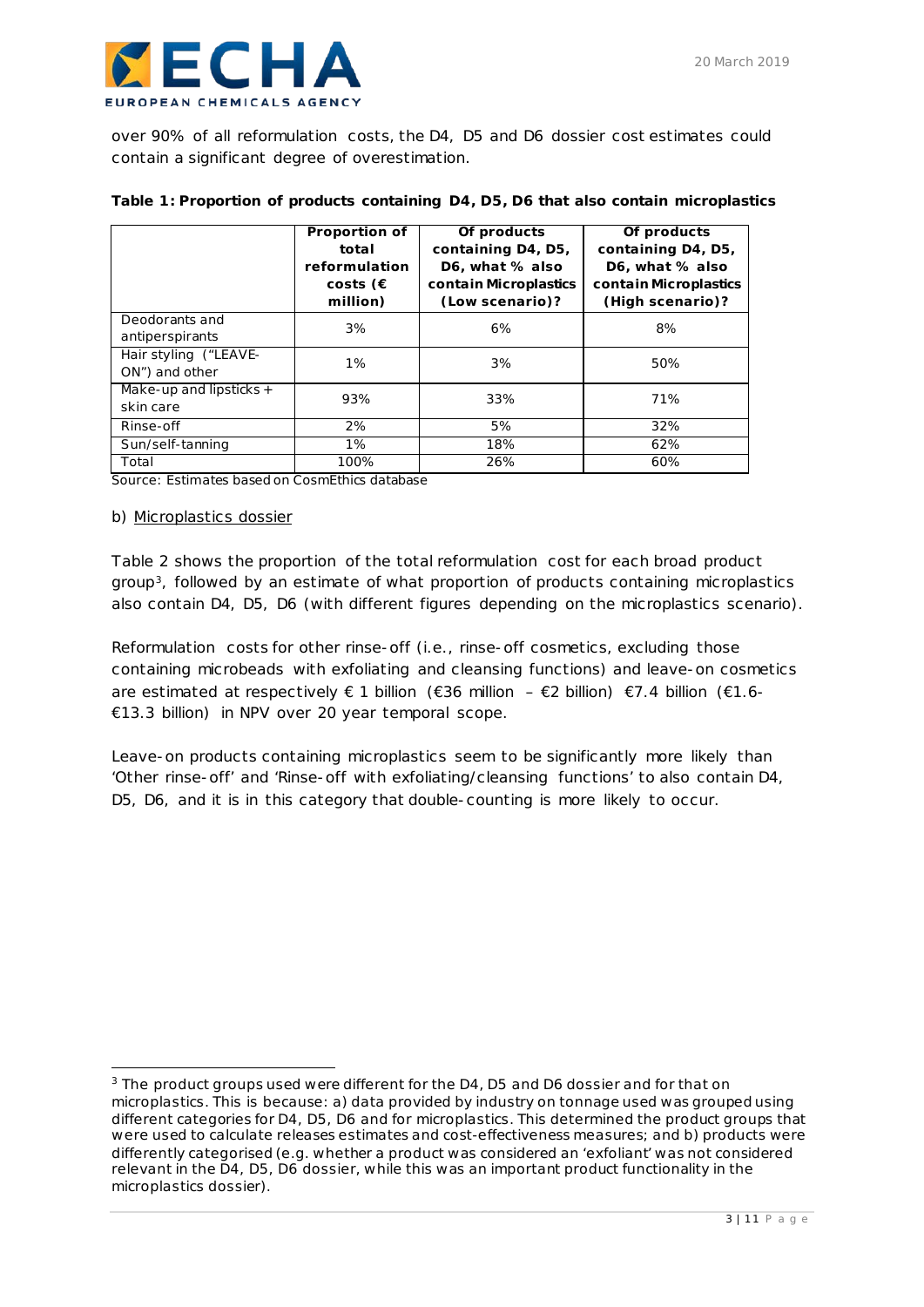over 90% of all reformulation costs, the D4, D5 and D6 dossier cost estimates could contain a significant degree of overestimation.

**Table 1: Proportion of products containing D4, D5, D6 that also contain microplastics**

| | Proportion of total reformulation costs (€ million) | Of products containing D4, D5, D6, what % also contain Microplastics (Low scenario)? | Of products containing D4, D5, D6, what % also contain Microplastics (High scenario)? |
|---|---|---|---|
| Deodorants and antiperspirants | 3% | 6% | 8% |
| Hair styling ("LEAVE-ON") and other | 1% | 3% | 50% |
| Make-up and lipsticks + skin care | 93% | 33% | 71% |
| Rinse-off | 2% | 5% | 32% |
| Sun/self-tanning | 1% | 18% | 62% |
| Total | 100% | 26% | 60% |

Source: Estimates based on CosmEthics database

b) Microplastics dossier

Table 2 shows the proportion of the total reformulation cost for each broad product group[3], followed by an estimate of what proportion of products containing microplastics also contain D4, D5, D6 (with different figures depending on the microplastics scenario).

Reformulation costs for other rinse-off (i.e., rinse-off cosmetics, excluding those containing microbeads with exfoliating and cleansing functions) and leave-on cosmetics are estimated at respectively € 1 billion (€36 million – €2 billion) €7.4 billion (€1.6-€13.3 billion) in NPV over 20 year temporal scope.

Leave-on products containing microplastics seem to be significantly more likely than 'Other rinse-off' and 'Rinse-off with exfoliating/cleansing functions' to also contain D4, D5, D6, and it is in this category that double-counting is more likely to occur.

[3] The product groups used were different for the D4, D5 and D6 dossier and for that on microplastics. This is because: a) data provided by industry on tonnage used was grouped using different categories for D4, D5, D6 and for microplastics. This determined the product groups that were used to calculate releases estimates and cost-effectiveness measures; and b) products were differently categorised (e.g. whether a product was considered an 'exfoliant' was not considered relevant in the D4, D5, D6 dossier, while this was an important product functionality in the microplastics dossier).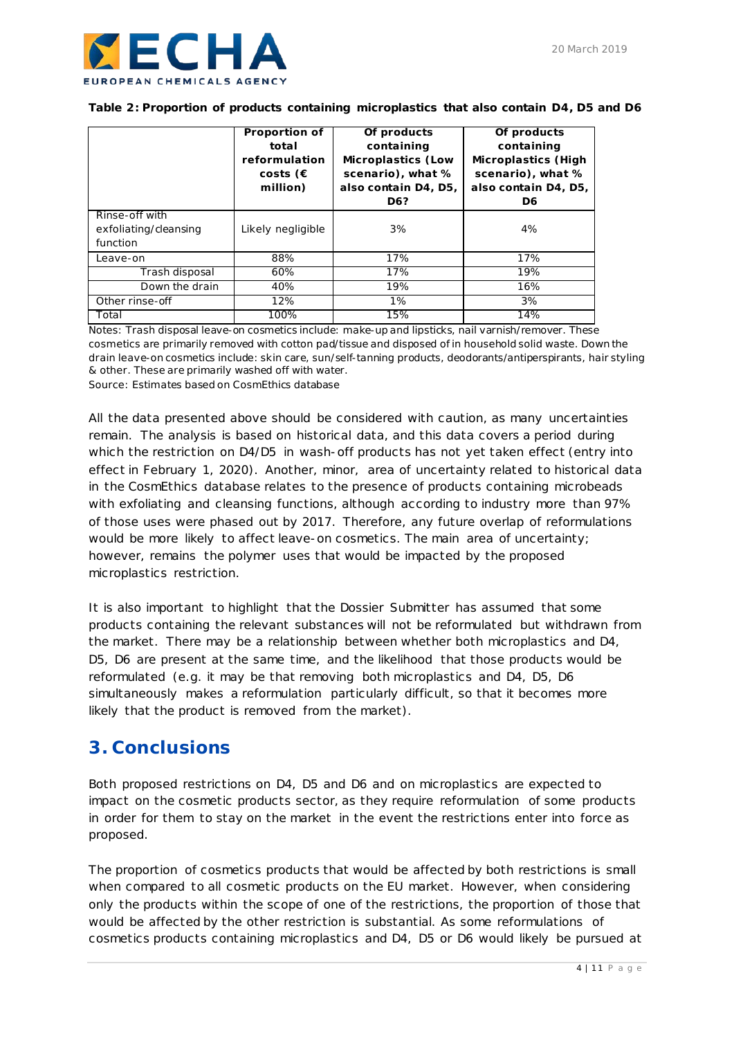**Table 2: Proportion of products containing microplastics that also contain D4, D5 and D6**

| | Proportion of total reformulation costs (€ million) | Of products containing Microplastics (Low scenario), what % also contain D4, D5, D6? | Of products containing Microplastics (High scenario), what % also contain D4, D5, D6 |
|---|---|---|---|
| Rinse-off with exfoliating/cleansing function | Likely negligible | 3% | 4% |
| Leave-on | 88% | 17% | 17% |
| Trash disposal | 60% | 17% | 19% |
| Down the drain | 40% | 19% | 16% |
| Other rinse-off | 12% | 1% | 3% |
| Total | 100% | 15% | 14% |

Notes: Trash disposal leave-on cosmetics include: make-up and lipsticks, nail varnish/remover. These cosmetics are primarily removed with cotton pad/tissue and disposed of in household solid waste. Down the drain leave-on cosmetics include: skin care, sun/self-tanning products, deodorants/antiperspirants, hair styling & other. These are primarily washed off with water.

Source: Estimates based on CosmEthics database

All the data presented above should be considered with caution, as many uncertainties remain. The analysis is based on historical data, and this data covers a period during which the restriction on D4/D5 in wash-off products has not yet taken effect (entry into effect in February 1, 2020). Another, minor, area of uncertainty related to historical data in the CosmEthics database relates to the presence of products containing microbeads with exfoliating and cleansing functions, although according to industry more than 97% of those uses were phased out by 2017. Therefore, any future overlap of reformulations would be more likely to affect leave-on cosmetics. The main area of uncertainty; however, remains the polymer uses that would be impacted by the proposed microplastics restriction.

It is also important to highlight that the Dossier Submitter has assumed that some products containing the relevant substances will not be reformulated but withdrawn from the market. There may be a relationship between whether both microplastics and D4, D5, D6 are present at the same time, and the likelihood that those products would be reformulated (e.g. it may be that removing both microplastics and D4, D5, D6 simultaneously makes a reformulation particularly difficult, so that it becomes more likely that the product is removed from the market).

## 3. Conclusions

Both proposed restrictions on D4, D5 and D6 and on microplastics are expected to impact on the cosmetic products sector, as they require reformulation of some products in order for them to stay on the market in the event the restrictions enter into force as proposed.

The proportion of cosmetics products that would be affected by both restrictions is small when compared to all cosmetic products on the EU market. However, when considering only the products within the scope of one of the restrictions, the proportion of those that would be affected by the other restriction is substantial. As some reformulations of cosmetics products containing microplastics and D4, D5 or D6 would likely be pursued at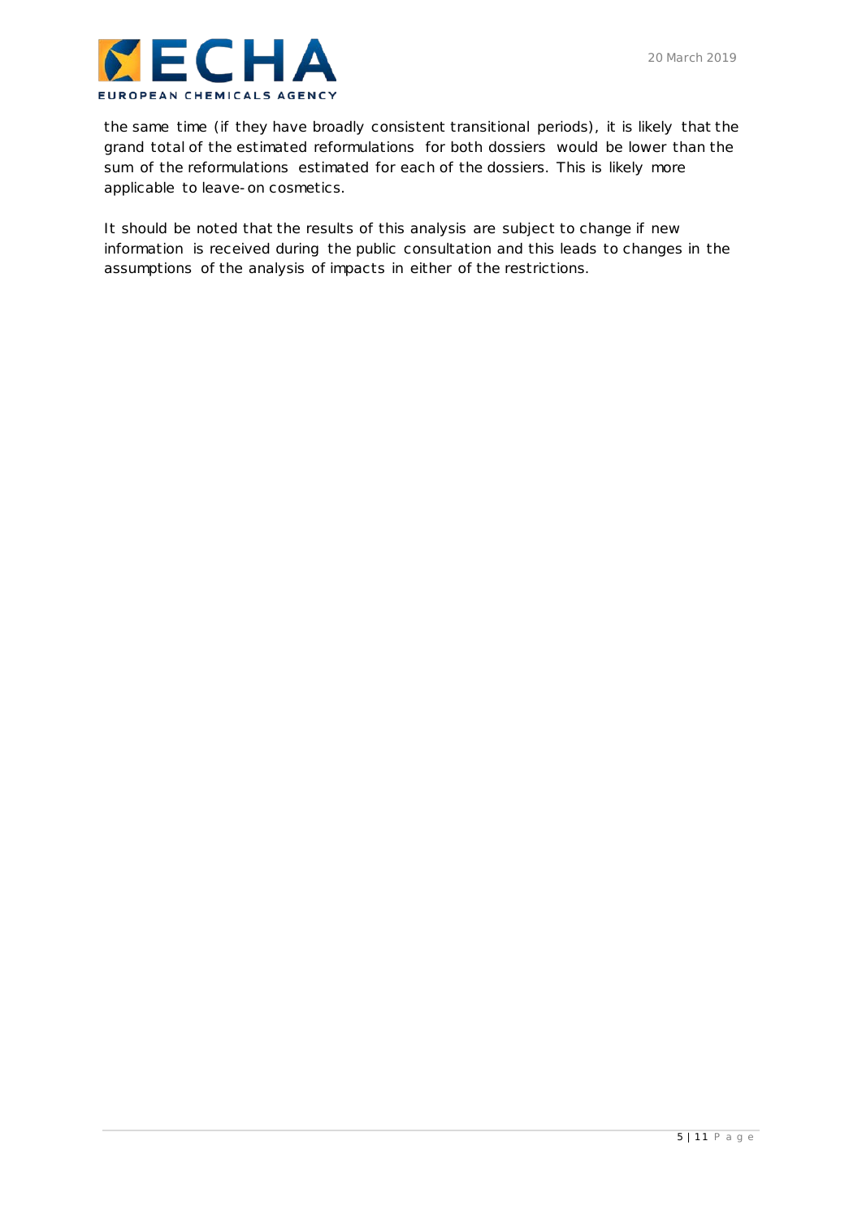the same time (if they have broadly consistent transitional periods), it is likely that the grand total of the estimated reformulations for both dossiers would be lower than the sum of the reformulations estimated for each of the dossiers. This is likely more applicable to leave-on cosmetics.

It should be noted that the results of this analysis are subject to change if new information is received during the public consultation and this leads to changes in the assumptions of the analysis of impacts in either of the restrictions.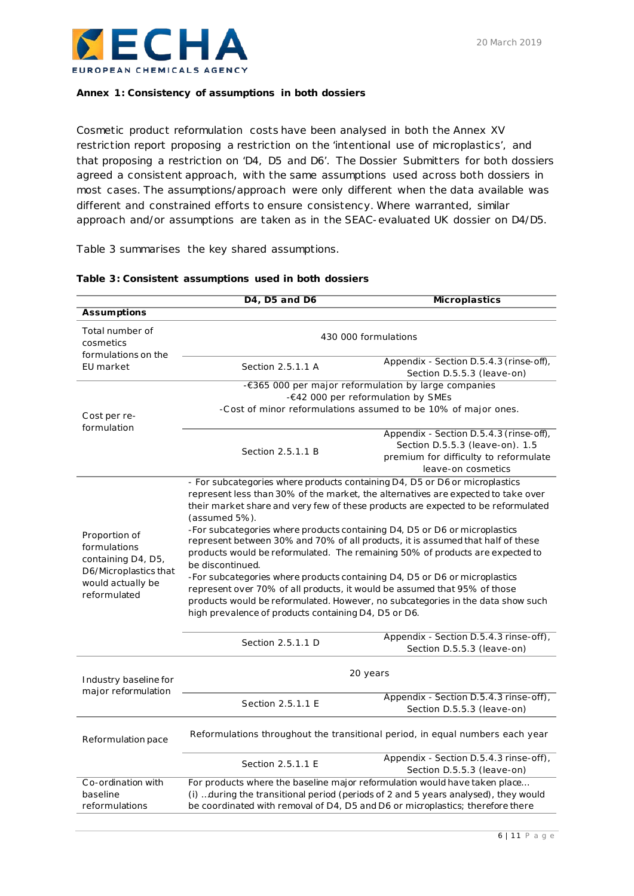**Annex 1: Consistency of assumptions in both dossiers**

Cosmetic product reformulation costs have been analysed in both the Annex XV restriction report proposing a restriction on the 'intentional use of microplastics', and that proposing a restriction on 'D4, D5 and D6'. The Dossier Submitters for both dossiers agreed a consistent approach, with the same assumptions used across both dossiers in most cases. The assumptions/approach were only different when the data available was different and constrained efforts to ensure consistency. Where warranted, similar approach and/or assumptions are taken as in the SEAC-evaluated UK dossier on D4/D5.

Table 3 summarises the key shared assumptions.

**Table 3: Consistent assumptions used in both dossiers**

| | D4, D5 and D6 | Microplastics |
|---|---|---|
| **Assumptions** | | |
| Total number of cosmetics formulations on the EU market | 430 000 formulations | |
| | Section 2.5.1.1 A | Appendix - Section D.5.4.3 (rinse-off), Section D.5.5.3 (leave-on) |
| Cost per re-formulation | -€365 000 per major reformulation by large companies<br>-€42 000 per reformulation by SMEs<br>-Cost of minor reformulations assumed to be 10% of major ones. | |
| | Section 2.5.1.1 B | Appendix - Section D.5.4.3 (rinse-off), Section D.5.5.3 (leave-on). 1.5 premium for difficulty to reformulate leave-on cosmetics |
| Proportion of formulations containing D4, D5, D6/Microplastics that would actually be reformulated | - For subcategories where products containing D4, D5 or D6 or microplastics represent less than 30% of the market, the alternatives are expected to take over their market share and very few of these products are expected to be reformulated (assumed 5%).<br>-For subcategories where products containing D4, D5 or D6 or microplastics represent between 30% and 70% of all products, it is assumed that half of these products would be reformulated. The remaining 50% of products are expected to be discontinued.<br>-For subcategories where products containing D4, D5 or D6 or microplastics represent over 70% of all products, it would be assumed that 95% of those products would be reformulated. However, no subcategories in the data show such high prevalence of products containing D4, D5 or D6. | |
| | Section 2.5.1.1 D | Appendix - Section D.5.4.3 rinse-off), Section D.5.5.3 (leave-on) |
| Industry baseline for major reformulation | 20 years | |
| | Section 2.5.1.1 E | Appendix - Section D.5.4.3 rinse-off), Section D.5.5.3 (leave-on) |
| Reformulation pace | Reformulations throughout the transitional period, in equal numbers each year | |
| | Section 2.5.1.1 E | Appendix - Section D.5.4.3 rinse-off), Section D.5.5.3 (leave-on) |
| Co-ordination with baseline reformulations | For products where the baseline major reformulation would have taken place…<br>(i) …during the transitional period (periods of 2 and 5 years analysed), they would be coordinated with removal of D4, D5 and D6 or microplastics; therefore there | |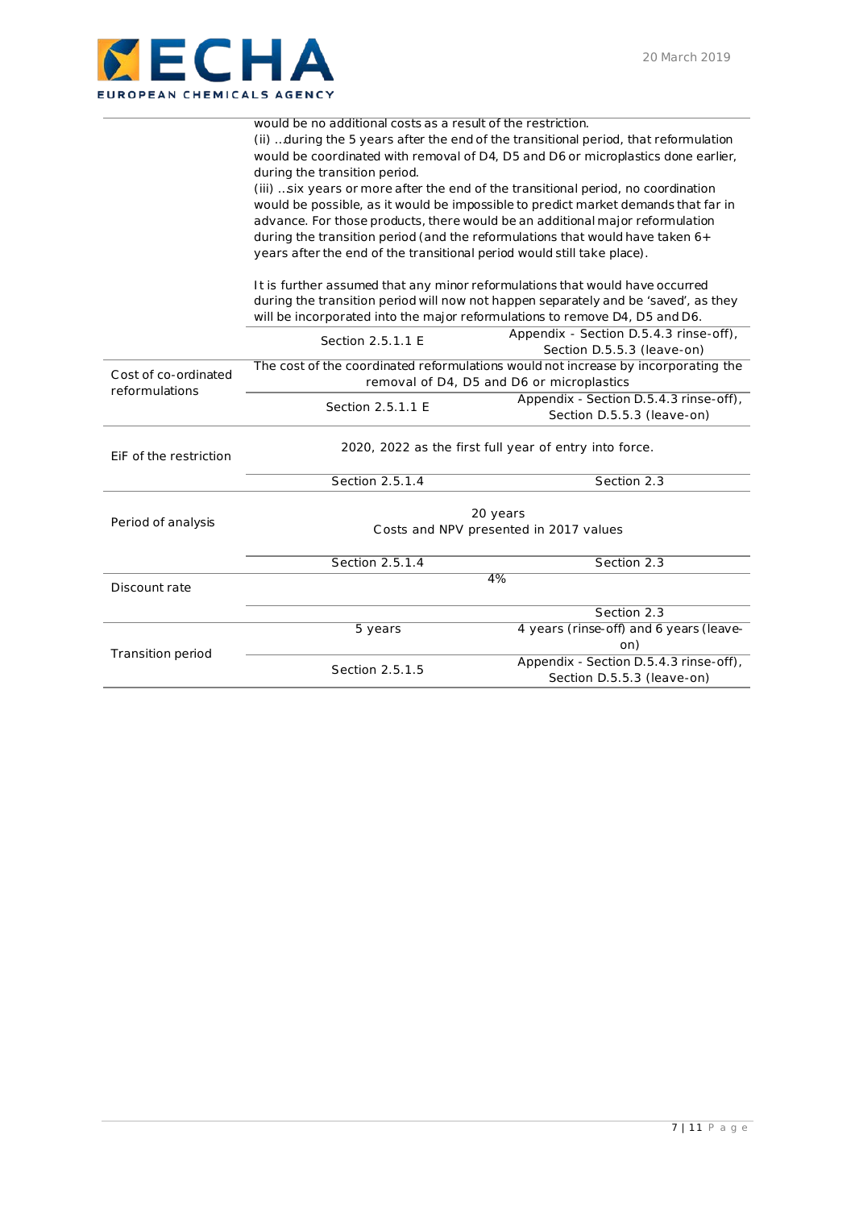| | | |
|---|---|---|
| | would be no additional costs as a result of the restriction.<br>(ii) …during the 5 years after the end of the transitional period, that reformulation would be coordinated with removal of D4, D5 and D6 or microplastics done earlier, during the transition period.<br>(iii) …six years or more after the end of the transitional period, no coordination would be possible, as it would be impossible to predict market demands that far in advance. For those products, there would be an additional major reformulation during the transition period (and the reformulations that would have taken 6+ years after the end of the transitional period would still take place).<br><br>It is further assumed that any minor reformulations that would have occurred during the transition period will now not happen separately and be 'saved', as they will be incorporated into the major reformulations to remove D4, D5 and D6. | |
| | Section 2.5.1.1 E | Appendix - Section D.5.4.3 rinse-off), Section D.5.5.3 (leave-on) |
| Cost of co-ordinated reformulations | The cost of the coordinated reformulations would not increase by incorporating the removal of D4, D5 and D6 or microplastics | |
| | Section 2.5.1.1 E | Appendix - Section D.5.4.3 rinse-off), Section D.5.5.3 (leave-on) |
| EiF of the restriction | 2020, 2022 as the first full year of entry into force. | |
| | Section 2.5.1.4 | Section 2.3 |
| Period of analysis | 20 years<br>Costs and NPV presented in 2017 values | |
| | Section 2.5.1.4 | Section 2.3 |
| Discount rate | 4% | |
| | | Section 2.3 |
| Transition period | 5 years | 4 years (rinse-off) and 6 years (leave-on) |
| | Section 2.5.1.5 | Appendix - Section D.5.4.3 rinse-off), Section D.5.5.3 (leave-on) |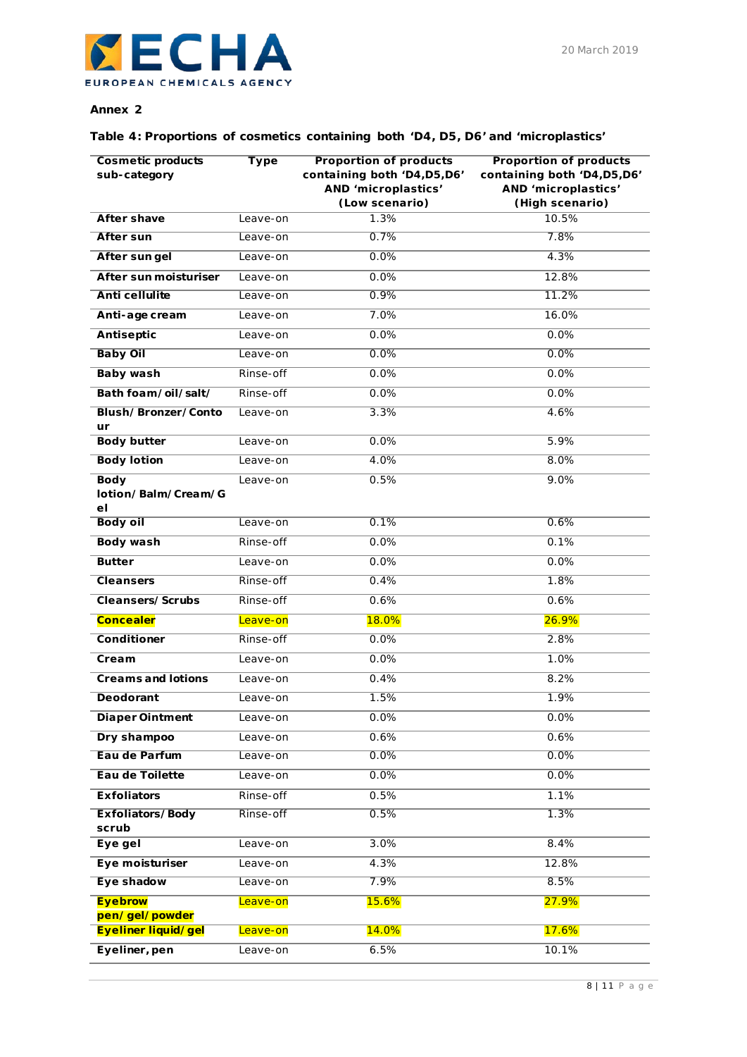**Annex 2**

**Table 4: Proportions of cosmetics containing both 'D4, D5, D6' and 'microplastics'**

| Cosmetic products sub-category | Type | Proportion of products containing both 'D4,D5,D6' AND 'microplastics' (Low scenario) | Proportion of products containing both 'D4,D5,D6' AND 'microplastics' (High scenario) |
|---|---|---|---|
| **After shave** | Leave-on | 1.3% | 10.5% |
| **After sun** | Leave-on | 0.7% | 7.8% |
| **After sun gel** | Leave-on | 0.0% | 4.3% |
| **After sun moisturiser** | Leave-on | 0.0% | 12.8% |
| **Anti cellulite** | Leave-on | 0.9% | 11.2% |
| **Anti-age cream** | Leave-on | 7.0% | 16.0% |
| **Antiseptic** | Leave-on | 0.0% | 0.0% |
| **Baby Oil** | Leave-on | 0.0% | 0.0% |
| **Baby wash** | Rinse-off | 0.0% | 0.0% |
| **Bath foam/oil/salt/** | Rinse-off | 0.0% | 0.0% |
| **Blush/Bronzer/Contour** | Leave-on | 3.3% | 4.6% |
| **Body butter** | Leave-on | 0.0% | 5.9% |
| **Body lotion** | Leave-on | 4.0% | 8.0% |
| **Body lotion/Balm/Cream/Gel** | Leave-on | 0.5% | 9.0% |
| **Body oil** | Leave-on | 0.1% | 0.6% |
| **Body wash** | Rinse-off | 0.0% | 0.1% |
| **Butter** | Leave-on | 0.0% | 0.0% |
| **Cleansers** | Rinse-off | 0.4% | 1.8% |
| **Cleansers/Scrubs** | Rinse-off | 0.6% | 0.6% |
| **Concealer** | Leave-on | 18.0% | 26.9% |
| **Conditioner** | Rinse-off | 0.0% | 2.8% |
| **Cream** | Leave-on | 0.0% | 1.0% |
| **Creams and lotions** | Leave-on | 0.4% | 8.2% |
| **Deodorant** | Leave-on | 1.5% | 1.9% |
| **Diaper Ointment** | Leave-on | 0.0% | 0.0% |
| **Dry shampoo** | Leave-on | 0.6% | 0.6% |
| **Eau de Parfum** | Leave-on | 0.0% | 0.0% |
| **Eau de Toilette** | Leave-on | 0.0% | 0.0% |
| **Exfoliators** | Rinse-off | 0.5% | 1.1% |
| **Exfoliators/Body scrub** | Rinse-off | 0.5% | 1.3% |
| **Eye gel** | Leave-on | 3.0% | 8.4% |
| **Eye moisturiser** | Leave-on | 4.3% | 12.8% |
| **Eye shadow** | Leave-on | 7.9% | 8.5% |
| **Eyebrow pen/gel/powder** | Leave-on | 15.6% | 27.9% |
| **Eyeliner liquid/gel** | Leave-on | 14.0% | 17.6% |
| **Eyeliner, pen** | Leave-on | 6.5% | 10.1% |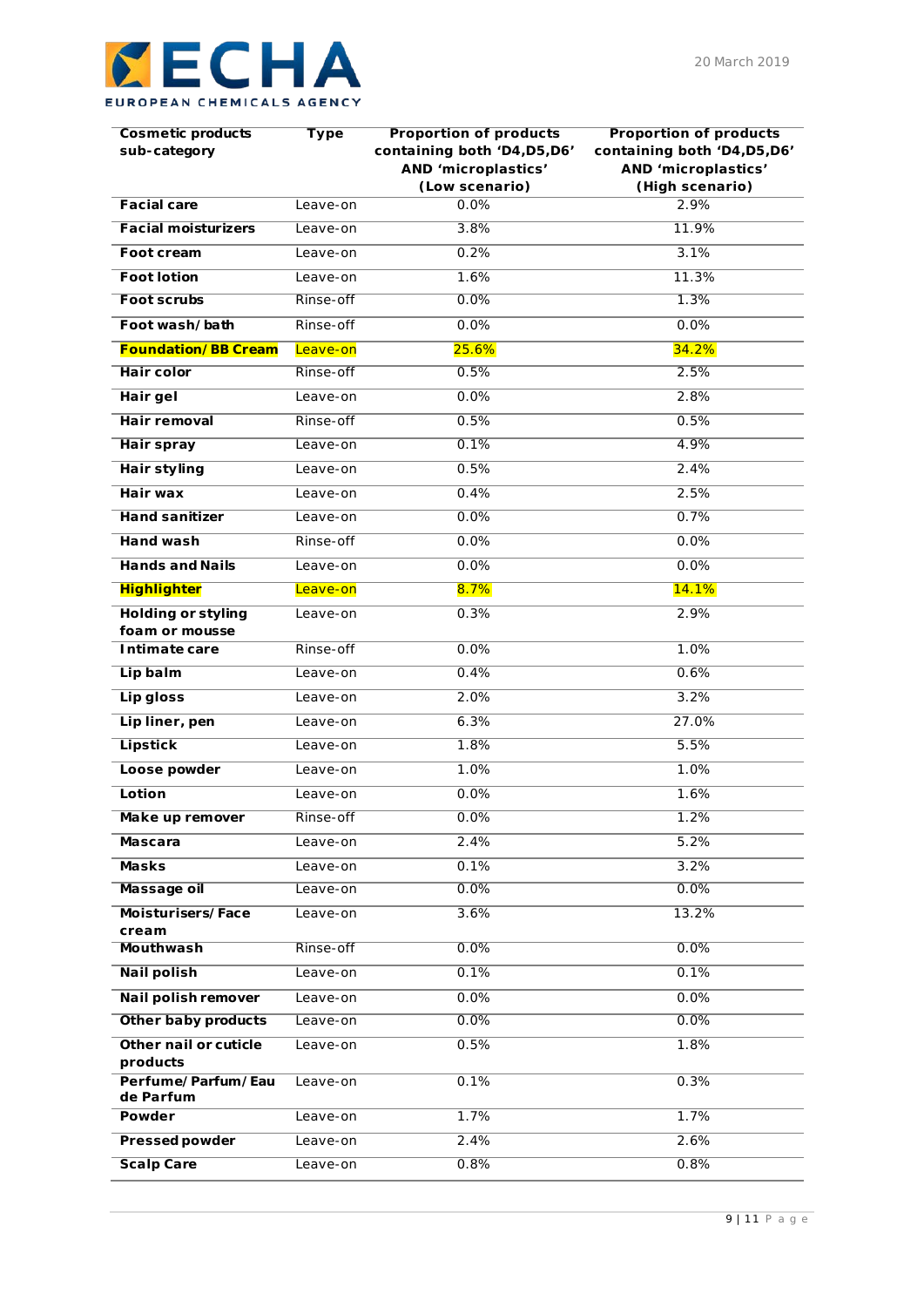| Cosmetic products sub-category | Type | Proportion of products containing both 'D4,D5,D6' AND 'microplastics' (Low scenario) | Proportion of products containing both 'D4,D5,D6' AND 'microplastics' (High scenario) |
|---|---|---|---|
| **Facial care** | Leave-on | 0.0% | 2.9% |
| **Facial moisturizers** | Leave-on | 3.8% | 11.9% |
| **Foot cream** | Leave-on | 0.2% | 3.1% |
| **Foot lotion** | Leave-on | 1.6% | 11.3% |
| **Foot scrubs** | Rinse-off | 0.0% | 1.3% |
| **Foot wash/bath** | Rinse-off | 0.0% | 0.0% |
| **Foundation/BB Cream** | Leave-on | 25.6% | 34.2% |
| **Hair color** | Rinse-off | 0.5% | 2.5% |
| **Hair gel** | Leave-on | 0.0% | 2.8% |
| **Hair removal** | Rinse-off | 0.5% | 0.5% |
| **Hair spray** | Leave-on | 0.1% | 4.9% |
| **Hair styling** | Leave-on | 0.5% | 2.4% |
| **Hair wax** | Leave-on | 0.4% | 2.5% |
| **Hand sanitizer** | Leave-on | 0.0% | 0.7% |
| **Hand wash** | Rinse-off | 0.0% | 0.0% |
| **Hands and Nails** | Leave-on | 0.0% | 0.0% |
| **Highlighter** | Leave-on | 8.7% | 14.1% |
| **Holding or styling foam or mousse** | Leave-on | 0.3% | 2.9% |
| **Intimate care** | Rinse-off | 0.0% | 1.0% |
| **Lip balm** | Leave-on | 0.4% | 0.6% |
| **Lip gloss** | Leave-on | 2.0% | 3.2% |
| **Lip liner, pen** | Leave-on | 6.3% | 27.0% |
| **Lipstick** | Leave-on | 1.8% | 5.5% |
| **Loose powder** | Leave-on | 1.0% | 1.0% |
| **Lotion** | Leave-on | 0.0% | 1.6% |
| **Make up remover** | Rinse-off | 0.0% | 1.2% |
| **Mascara** | Leave-on | 2.4% | 5.2% |
| **Masks** | Leave-on | 0.1% | 3.2% |
| **Massage oil** | Leave-on | 0.0% | 0.0% |
| **Moisturisers/Face cream** | Leave-on | 3.6% | 13.2% |
| **Mouthwash** | Rinse-off | 0.0% | 0.0% |
| **Nail polish** | Leave-on | 0.1% | 0.1% |
| **Nail polish remover** | Leave-on | 0.0% | 0.0% |
| **Other baby products** | Leave-on | 0.0% | 0.0% |
| **Other nail or cuticle products** | Leave-on | 0.5% | 1.8% |
| **Perfume/Parfum/Eau de Parfum** | Leave-on | 0.1% | 0.3% |
| **Powder** | Leave-on | 1.7% | 1.7% |
| **Pressed powder** | Leave-on | 2.4% | 2.6% |
| **Scalp Care** | Leave-on | 0.8% | 0.8% |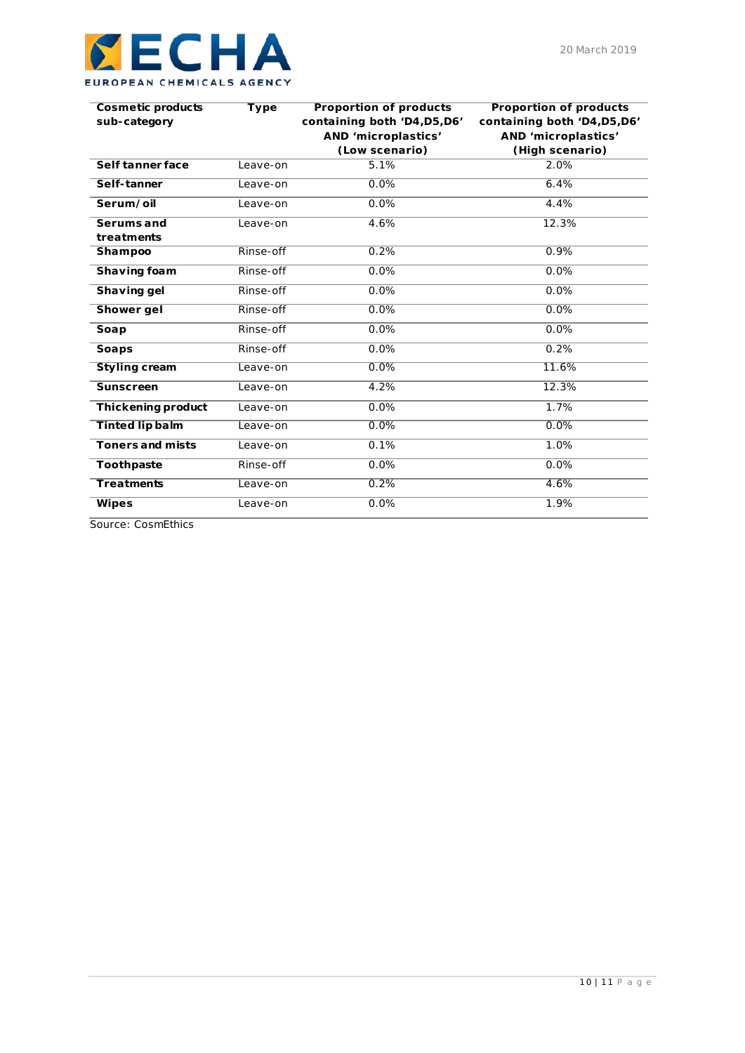| Cosmetic products sub-category | Type | Proportion of products containing both 'D4,D5,D6' AND 'microplastics' (Low scenario) | Proportion of products containing both 'D4,D5,D6' AND 'microplastics' (High scenario) |
|---|---|---|---|
| **Self tanner face** | Leave-on | 5.1% | 2.0% |
| **Self-tanner** | Leave-on | 0.0% | 6.4% |
| **Serum/oil** | Leave-on | 0.0% | 4.4% |
| **Serums and treatments** | Leave-on | 4.6% | 12.3% |
| **Shampoo** | Rinse-off | 0.2% | 0.9% |
| **Shaving foam** | Rinse-off | 0.0% | 0.0% |
| **Shaving gel** | Rinse-off | 0.0% | 0.0% |
| **Shower gel** | Rinse-off | 0.0% | 0.0% |
| **Soap** | Rinse-off | 0.0% | 0.0% |
| **Soaps** | Rinse-off | 0.0% | 0.2% |
| **Styling cream** | Leave-on | 0.0% | 11.6% |
| **Sunscreen** | Leave-on | 4.2% | 12.3% |
| **Thickening product** | Leave-on | 0.0% | 1.7% |
| **Tinted lip balm** | Leave-on | 0.0% | 0.0% |
| **Toners and mists** | Leave-on | 0.1% | 1.0% |
| **Toothpaste** | Rinse-off | 0.0% | 0.0% |
| **Treatments** | Leave-on | 0.2% | 4.6% |
| **Wipes** | Leave-on | 0.0% | 1.9% |

Source: CosmEthics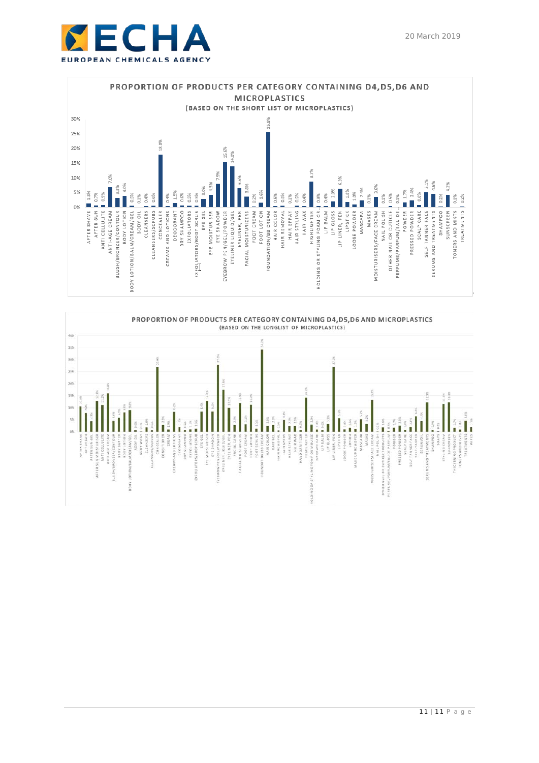PROPORTION OF PRODUCTS PER CATEGORY CONTAINING D4,D5,D6 AND MICROPLASTICS

(BASED ON THE SHORT LIST OF MICROPLASTICS)

30%
25%
20%
15%
10%
5%
0%

AFTER SHAVE 1.3%
AFTER SUN 0.7%
ANTI CELLULITE 0.9%
ANTI-AGE CREAM 7.0%
BLUSH/BRONZER/CONTOUR 3.3%
BODY LOTION 4.0%
BODY LOTION/BALM/CREAM/GEL 0.5%
BODY OIL 0.1%
CLEANSERS 0.4%
CLEANSERS/SCRUBS 0.6%
CONCEALER 18.0%
CREAMS AND LOTIONS 0.4%
DEODORANT 1.5%
DRY SHAMPOO 0.6%
EXFOLIATORS 0.5%
EXFOLIATORS/BODY SCRUB 0.5%
EYE GEL 3.0%
EYE MOISTURISER 4.3%
EYE SHADOW 7.9%
EYEBROW PEN/GEL/POWDER 15.6%
EYELINER LIQUID/GEL 14.0%
EYELINER, PEN 6.5%
FACIAL MOISTURIZERS 3.6%
FOOT CREAM 0.2%
FOOT LOTION 1.6%
FOUNDATION/BB CREAM 25.6%
HAIR COLOR 0.5%
HAIR REMOVAL 0.5%
HAIR SPRAY 0.1%
HAIR STYLING 0.5%
HAIR WAX 0.4%
HIGHLIGHTER 8.7%
HOLDING OR STYLING FOAM OR ... 0.3%
LIP BALM 0.4%
LIP GLOSS 2.0%
LIP LINER, PEN 6.3%
LIPSTICK 1.8%
LOOSE POWDER 1.0%
MASCARA 2.4%
MASKS 0.1%
MOISTURISERS/FACE CREAM 3.6%
NAIL POLISH 0.1%
OTHER NAIL OR CUTICLE ... 0.5%
PERFUME/PARFUM/EAU DE ... 0.1%
POWDER 1.7%
PRESSED POWDER 2.4%
SCALP CARE 0.8%
SELF TANNER FACE 5.1%
SERUMS AND TREATMENTS 4.6%
SHAMPOO 0.2%
SUNSCREEN 4.2%
TONERS AND MISTS 0.1%
TREATMENTS 0.2%

PROPORTION OF PRODUCTS PER CATEGORY CONTAINING D4,D5,D6 AND MICROPLASTICS

(BASED ON THE LONGLIST OF MICROPLASTICS)

40%
35%
30%
25%
20%
15%
10%
5%
0%

AFTER SHAVE 10.3%
AFTER SUN 7.6%
AFTER SUN GEL 4.3%
AFTER SUN MOISTURISER 12.8%
ANTI CELLULITE 11.2%
ANTI AGE CREAM 16.0%
BLUSH/BRONZER/CONTOUR 4.6%
BODY BUTTER 5.6%
BODY LOTION 8.0%
BODY LOTION/BALM/CREAM/GEL 9.0%
BODY OIL 0.8%
BODY WASH 0.1%
CLEANSERS 1.8%
CLEANSERS/SCRUBS 0.6%
CONCEALER 26.9%
CONDITIONER 2.8%
CREAM 1.0%
CREAMS AND LOTIONS 8.2%
DEODORANT 1.9%
DRY SHAMPOO 0.6%
EXFOLIATORS 1.1%
EXFOLIATORS/BODY SCRUB 1.3%
EYE GEL 8.4%
EYE MOISTURISER 12.8%
EYE SHADOW 8.3%
EYEBROW PEN/GEL/POWDER 27.9%
EYELINER LIQUID/GEL 17.6%
EYELINER, PEN 10.1%
FACIAL CARE 2.9%
FACIAL MOISTURIZERS 11.9%
FOOT CREAM 3.1%
FOOT LOTION 11.2%
FOOT SCRUB 1.5%
FOUNDATION/BB CREAM 34.3%
HAIR COLOR 2.5%
HAIR GEL 2.8%
HAIR REMOVAL 0.5%
HAIR SPRAY 4.8%
HAIR STYLING 2.3%
HAIR WAX 2.5%
HAND SANITIZER 0.7%
HIGHLIGHTER 14.1%
HOLDING OR STYLING FOAM OR MOUSSE 2.9%
INTIMATE CARE 1.4%
LIP BALM 0.6%
LIP GLOSS 3.2%
LIP LINER, PEN 27.1%
LIPSTICK 5.5%
LOOSE POWDER 1.4%
LOTION 1.6%
MAKEUP REMOVER 1.1%
MASCARA 5.2%
MASKS 3.2%
MOISTURISERS/FACE CREAM 13.3%
NAIL POLISH 0.1%
OTHER NAIL OR CUTICLE PRODUCTS 1.6%
PERFUME/PARFUM/EAU DE PARFUM 0.6%
POWDER 1.7%
PRESSED POWDER 2.5%
SCALP CARE 1.0%
SELF TANNER FACE 1.9%
SELF TANNER 6.4%
SERUM/OIL 4.0%
SERUMS AND TREATMENTS 12.3%
SHAMPOO 0.7%
SOAPS 0.1%
STYLING CREAM 11.6%
SUNSCREEN 12.3%
THICKENING PRODUCT 1.3%
TONERS AND MISTS 0.8%
TREATMENTS 4.6%
WIPES 1.9%